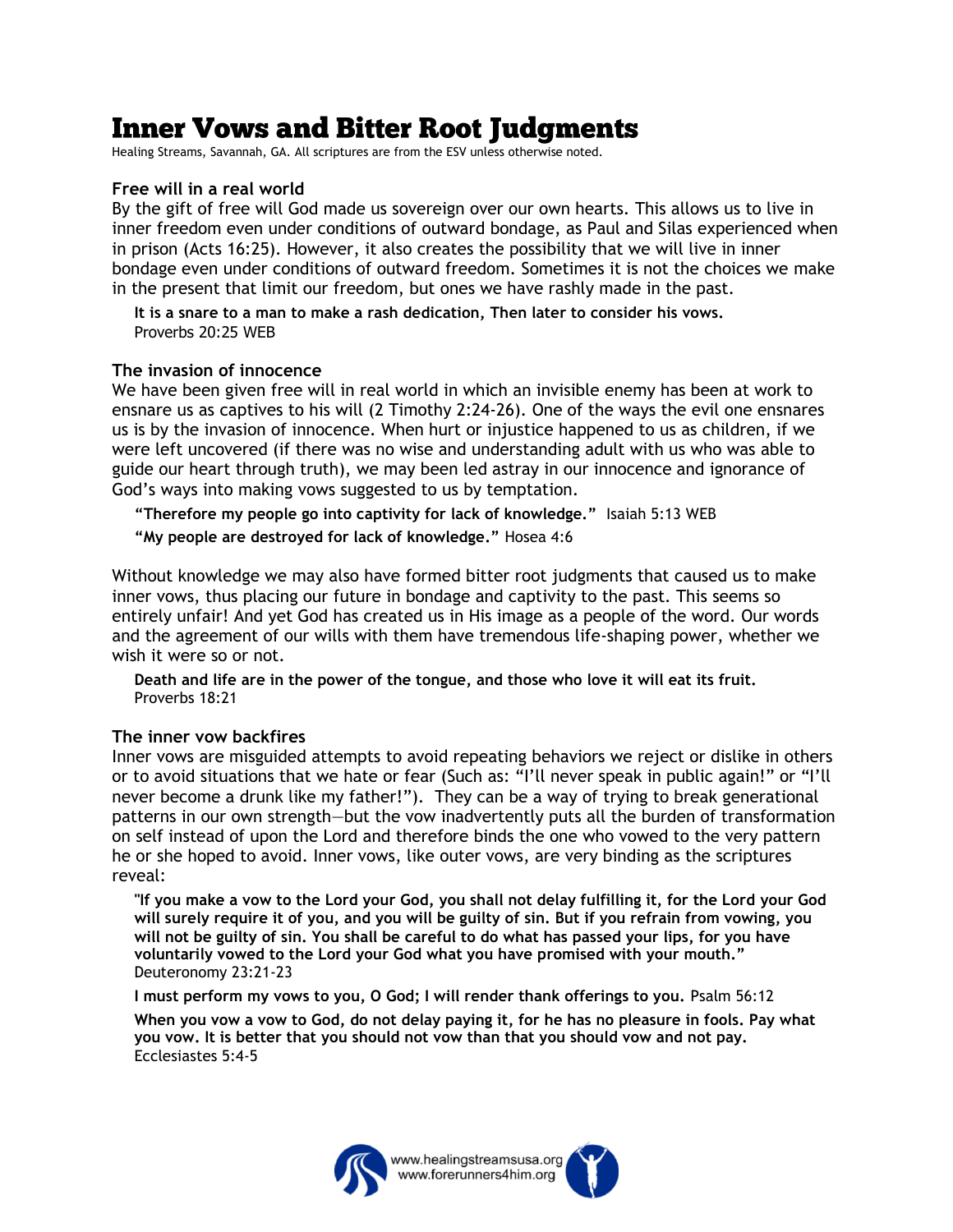# Inner Vows and Bitter Root Judgments

Healing Streams, Savannah, GA. All scriptures are from the ESV unless otherwise noted.

### Free will in a real world

By the gift of free will God made us sovereign over our own hearts. This allows us to live in inner freedom even under conditions of outward bondage, as Paul and Silas experienced when in prison (Acts 16:25). However, it also creates the possibility that we will live in inner bondage even under conditions of outward freedom. Sometimes it is not the choices we make in the present that limit our freedom, but ones we have rashly made in the past.

> **It is a snare to a man to make a rash dedication, Then later to consider his vows.**
> Proverbs 20:25 WEB

### The invasion of innocence

We have been given free will in real world in which an invisible enemy has been at work to ensnare us as captives to his will (2 Timothy 2:24-26). One of the ways the evil one ensnares us is by the invasion of innocence. When hurt or injustice happened to us as children, if we were left uncovered (if there was no wise and understanding adult with us who was able to guide our heart through truth), we may been led astray in our innocence and ignorance of God's ways into making vows suggested to us by temptation.

> **"Therefore my people go into captivity for lack of knowledge."** Isaiah 5:13 WEB
>
> **"My people are destroyed for lack of knowledge."** Hosea 4:6

Without knowledge we may also have formed bitter root judgments that caused us to make inner vows, thus placing our future in bondage and captivity to the past. This seems so entirely unfair! And yet God has created us in His image as a people of the word. Our words and the agreement of our wills with them have tremendous life-shaping power, whether we wish it were so or not.

> **Death and life are in the power of the tongue, and those who love it will eat its fruit.**
> Proverbs 18:21

### The inner vow backfires

Inner vows are misguided attempts to avoid repeating behaviors we reject or dislike in others or to avoid situations that we hate or fear (Such as: "I'll never speak in public again!" or "I'll never become a drunk like my father!"). They can be a way of trying to break generational patterns in our own strength—but the vow inadvertently puts all the burden of transformation on self instead of upon the Lord and therefore binds the one who vowed to the very pattern he or she hoped to avoid. Inner vows, like outer vows, are very binding as the scriptures reveal:

> **"If you make a vow to the Lord your God, you shall not delay fulfilling it, for the Lord your God will surely require it of you, and you will be guilty of sin. But if you refrain from vowing, you will not be guilty of sin. You shall be careful to do what has passed your lips, for you have voluntarily vowed to the Lord your God what you have promised with your mouth."**
> Deuteronomy 23:21-23
>
> **I must perform my vows to you, O God; I will render thank offerings to you.** Psalm 56:12
>
> **When you vow a vow to God, do not delay paying it, for he has no pleasure in fools. Pay what you vow. It is better that you should not vow than that you should vow and not pay.**
> Ecclesiastes 5:4-5

www.healingstreamsusa.org
www.forerunners4him.org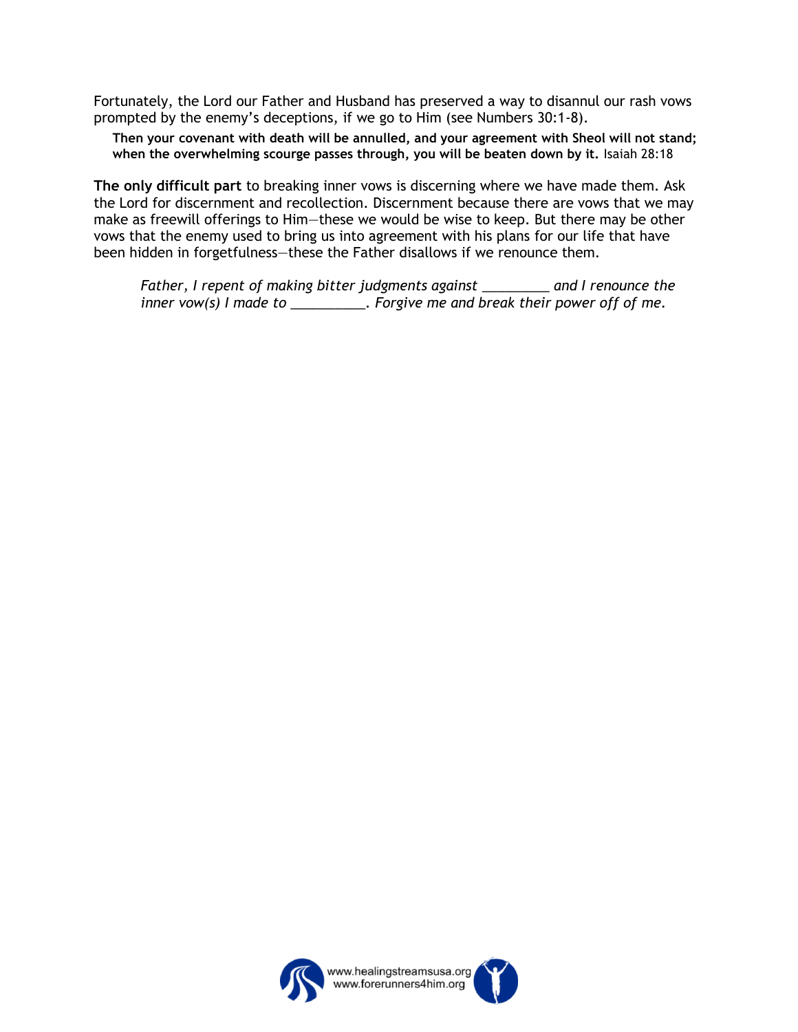Fortunately, the Lord our Father and Husband has preserved a way to disannul our rash vows prompted by the enemy's deceptions, if we go to Him (see Numbers 30:1-8).

> **Then your covenant with death will be annulled, and your agreement with Sheol will not stand; when the overwhelming scourge passes through, you will be beaten down by it.** Isaiah 28:18

**The only difficult part** to breaking inner vows is discerning where we have made them. Ask the Lord for discernment and recollection. Discernment because there are vows that we may make as freewill offerings to Him—these we would be wise to keep. But there may be other vows that the enemy used to bring us into agreement with his plans for our life that have been hidden in forgetfulness—these the Father disallows if we renounce them.

> *Father, I repent of making bitter judgments against _________ and I renounce the inner vow(s) I made to __________. Forgive me and break their power off of me.*